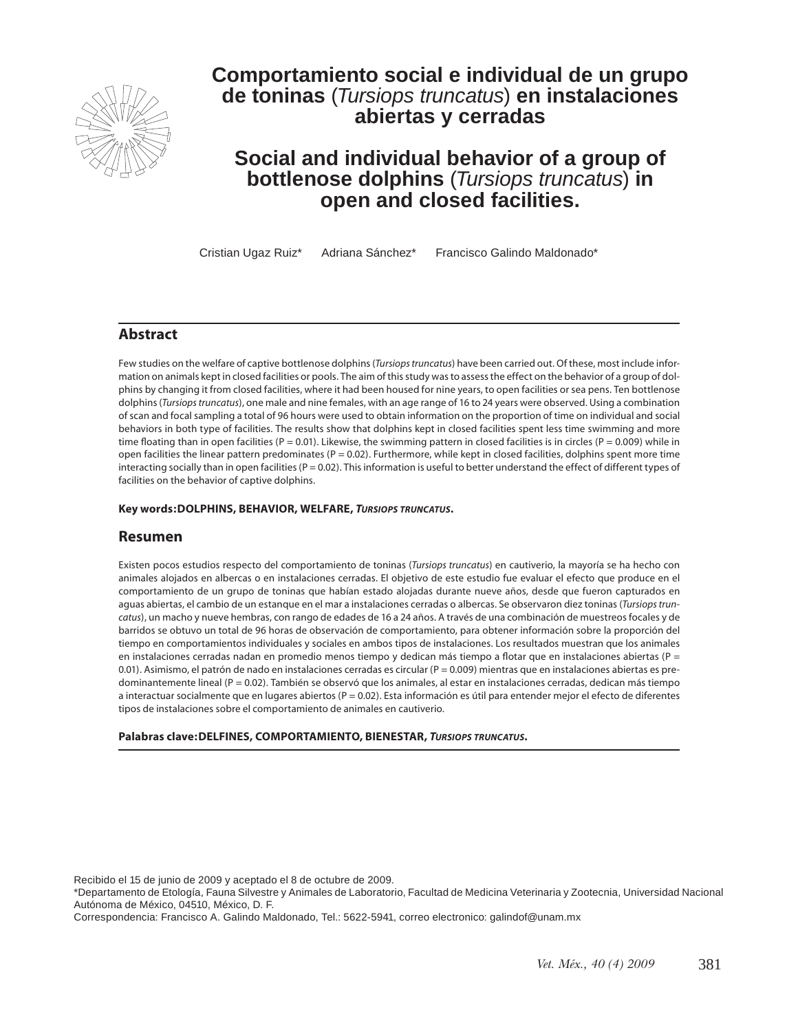# Comportamiento social e individual de un grupo de toninas (*Tursiops truncatus*) en instalaciones abiertas y cerradas

# Social and individual behavior of a group of bottlenose dolphins (*Tursiops truncatus*) in open and closed facilities.

Cristian Ugaz Ruiz* Adriana Sánchez* Francisco Galindo Maldonado*

## Abstract

Few studies on the welfare of captive bottlenose dolphins (*Tursiops truncatus*) have been carried out. Of these, most include information on animals kept in closed facilities or pools. The aim of this study was to assess the effect on the behavior of a group of dolphins by changing it from closed facilities, where it had been housed for nine years, to open facilities or sea pens. Ten bottlenose dolphins (*Tursiops truncatus*), one male and nine females, with an age range of 16 to 24 years were observed. Using a combination of scan and focal sampling a total of 96 hours were used to obtain information on the proportion of time on individual and social behaviors in both type of facilities. The results show that dolphins kept in closed facilities spent less time swimming and more time floating than in open facilities (P = 0.01). Likewise, the swimming pattern in closed facilities is in circles (P = 0.009) while in open facilities the linear pattern predominates (P = 0.02). Furthermore, while kept in closed facilities, dolphins spent more time interacting socially than in open facilities (P = 0.02). This information is useful to better understand the effect of different types of facilities on the behavior of captive dolphins.

**Key words:DOLPHINS, BEHAVIOR, WELFARE, *TURSIOPS TRUNCATUS*.**

## Resumen

Existen pocos estudios respecto del comportamiento de toninas (*Tursiops truncatus*) en cautiverio, la mayoría se ha hecho con animales alojados en albercas o en instalaciones cerradas. El objetivo de este estudio fue evaluar el efecto que produce en el comportamiento de un grupo de toninas que habían estado alojadas durante nueve años, desde que fueron capturados en aguas abiertas, el cambio de un estanque en el mar a instalaciones cerradas o albercas. Se observaron diez toninas (*Tursiops truncatus*), un macho y nueve hembras, con rango de edades de 16 a 24 años. A través de una combinación de muestreos focales y de barridos se obtuvo un total de 96 horas de observación de comportamiento, para obtener información sobre la proporción del tiempo en comportamientos individuales y sociales en ambos tipos de instalaciones. Los resultados muestran que los animales en instalaciones cerradas nadan en promedio menos tiempo y dedican más tiempo a flotar que en instalaciones abiertas (P = 0.01). Asimismo, el patrón de nado en instalaciones cerradas es circular (P = 0.009) mientras que en instalaciones abiertas es predominantemente lineal (P = 0.02). También se observó que los animales, al estar en instalaciones cerradas, dedican más tiempo a interactuar socialmente que en lugares abiertos (P = 0.02). Esta información es útil para entender mejor el efecto de diferentes tipos de instalaciones sobre el comportamiento de animales en cautiverio.

**Palabras clave:DELFINES, COMPORTAMIENTO, BIENESTAR, *TURSIOPS TRUNCATUS*.**

Recibido el 15 de junio de 2009 y aceptado el 8 de octubre de 2009.

*Departamento de Etología, Fauna Silvestre y Animales de Laboratorio, Facultad de Medicina Veterinaria y Zootecnia, Universidad Nacional Autónoma de México, 04510, México, D. F.

Correspondencia: Francisco A. Galindo Maldonado, Tel.: 5622-5941, correo electronico: galindof@unam.mx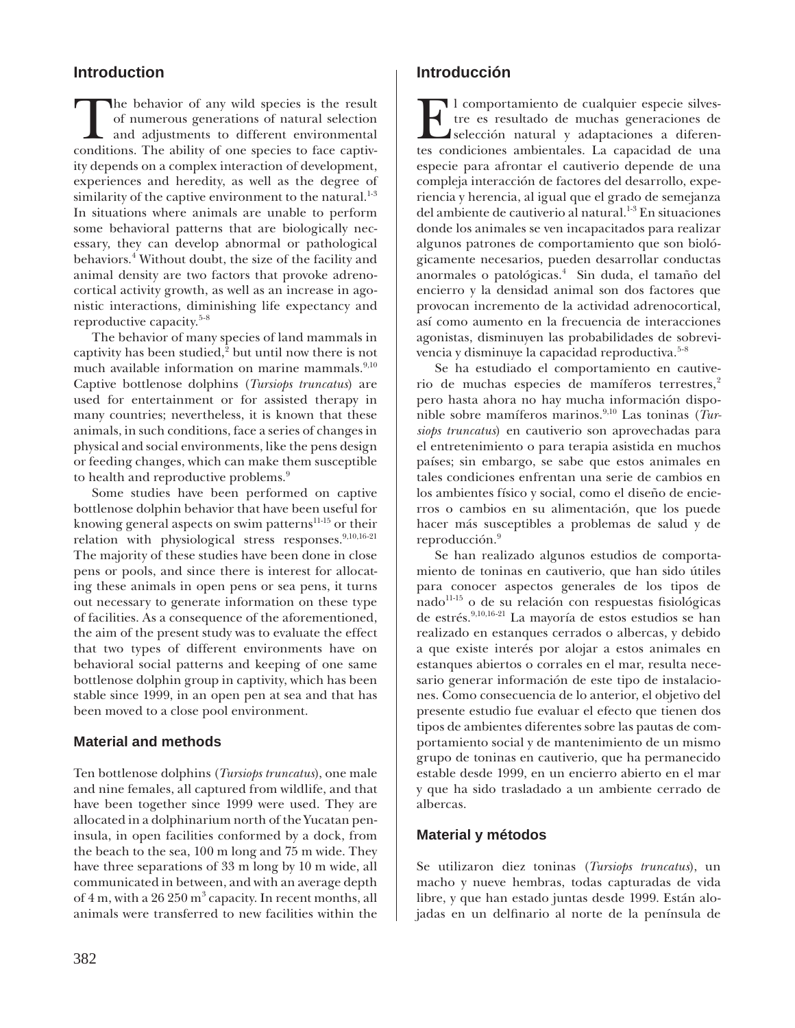## Introduction

The behavior of any wild species is the result of numerous generations of natural selection and adjustments to different environmental conditions. The ability of one species to face captivity depends on a complex interaction of development, experiences and heredity, as well as the degree of similarity of the captive environment to the natural.[1-3] In situations where animals are unable to perform some behavioral patterns that are biologically necessary, they can develop abnormal or pathological behaviors.[4] Without doubt, the size of the facility and animal density are two factors that provoke adrenocortical activity growth, as well as an increase in agonistic interactions, diminishing life expectancy and reproductive capacity.[5-8]

The behavior of many species of land mammals in captivity has been studied,[2] but until now there is not much available information on marine mammals.[9,10] Captive bottlenose dolphins (*Tursiops truncatus*) are used for entertainment or for assisted therapy in many countries; nevertheless, it is known that these animals, in such conditions, face a series of changes in physical and social environments, like the pens design or feeding changes, which can make them susceptible to health and reproductive problems.[9]

Some studies have been performed on captive bottlenose dolphin behavior that have been useful for knowing general aspects on swim patterns[11-15] or their relation with physiological stress responses.[9,10,16-21] The majority of these studies have been done in close pens or pools, and since there is interest for allocating these animals in open pens or sea pens, it turns out necessary to generate information on these type of facilities. As a consequence of the aforementioned, the aim of the present study was to evaluate the effect that two types of different environments have on behavioral social patterns and keeping of one same bottlenose dolphin group in captivity, which has been stable since 1999, in an open pen at sea and that has been moved to a close pool environment.

## Material and methods

Ten bottlenose dolphins (*Tursiops truncatus*), one male and nine females, all captured from wildlife, and that have been together since 1999 were used. They are allocated in a dolphinarium north of the Yucatan peninsula, in open facilities conformed by a dock, from the beach to the sea, 100 m long and 75 m wide. They have three separations of 33 m long by 10 m wide, all communicated in between, and with an average depth of 4 m, with a 26 250 $m^3$ capacity. In recent months, all animals were transferred to new facilities within the

## Introducción

El comportamiento de cualquier especie silvestre es resultado de muchas generaciones de selección natural y adaptaciones a diferentes condiciones ambientales. La capacidad de una especie para afrontar el cautiverio depende de una compleja interacción de factores del desarrollo, experiencia y herencia, al igual que el grado de semejanza del ambiente de cautiverio al natural.[1-3] En situaciones donde los animales se ven incapacitados para realizar algunos patrones de comportamiento que son biológicamente necesarios, pueden desarrollar conductas anormales o patológicas.[4] Sin duda, el tamaño del encierro y la densidad animal son dos factores que provocan incremento de la actividad adrenocortical, así como aumento en la frecuencia de interacciones agonistas, disminuyen las probabilidades de sobrevivencia y disminuye la capacidad reproductiva.[5-8]

Se ha estudiado el comportamiento en cautiverio de muchas especies de mamíferos terrestres,[2] pero hasta ahora no hay mucha información disponible sobre mamíferos marinos.[9,10] Las toninas (*Tursiops truncatus*) en cautiverio son aprovechadas para el entretenimiento o para terapia asistida en muchos países; sin embargo, se sabe que estos animales en tales condiciones enfrentan una serie de cambios en los ambientes físico y social, como el diseño de encierros o cambios en su alimentación, que los puede hacer más susceptibles a problemas de salud y de reproducción.[9]

Se han realizado algunos estudios de comportamiento de toninas en cautiverio, que han sido útiles para conocer aspectos generales de los tipos de nado[11-15] o de su relación con respuestas fisiológicas de estrés.[9,10,16-21] La mayoría de estos estudios se han realizado en estanques cerrados o albercas, y debido a que existe interés por alojar a estos animales en estanques abiertos o corrales en el mar, resulta necesario generar información de este tipo de instalaciones. Como consecuencia de lo anterior, el objetivo del presente estudio fue evaluar el efecto que tienen dos tipos de ambientes diferentes sobre las pautas de comportamiento social y de mantenimiento de un mismo grupo de toninas en cautiverio, que ha permanecido estable desde 1999, en un encierro abierto en el mar y que ha sido trasladado a un ambiente cerrado de albercas.

## Material y métodos

Se utilizaron diez toninas (*Tursiops truncatus*), un macho y nueve hembras, todas capturadas de vida libre, y que han estado juntas desde 1999. Están alojadas en un delfinario al norte de la península de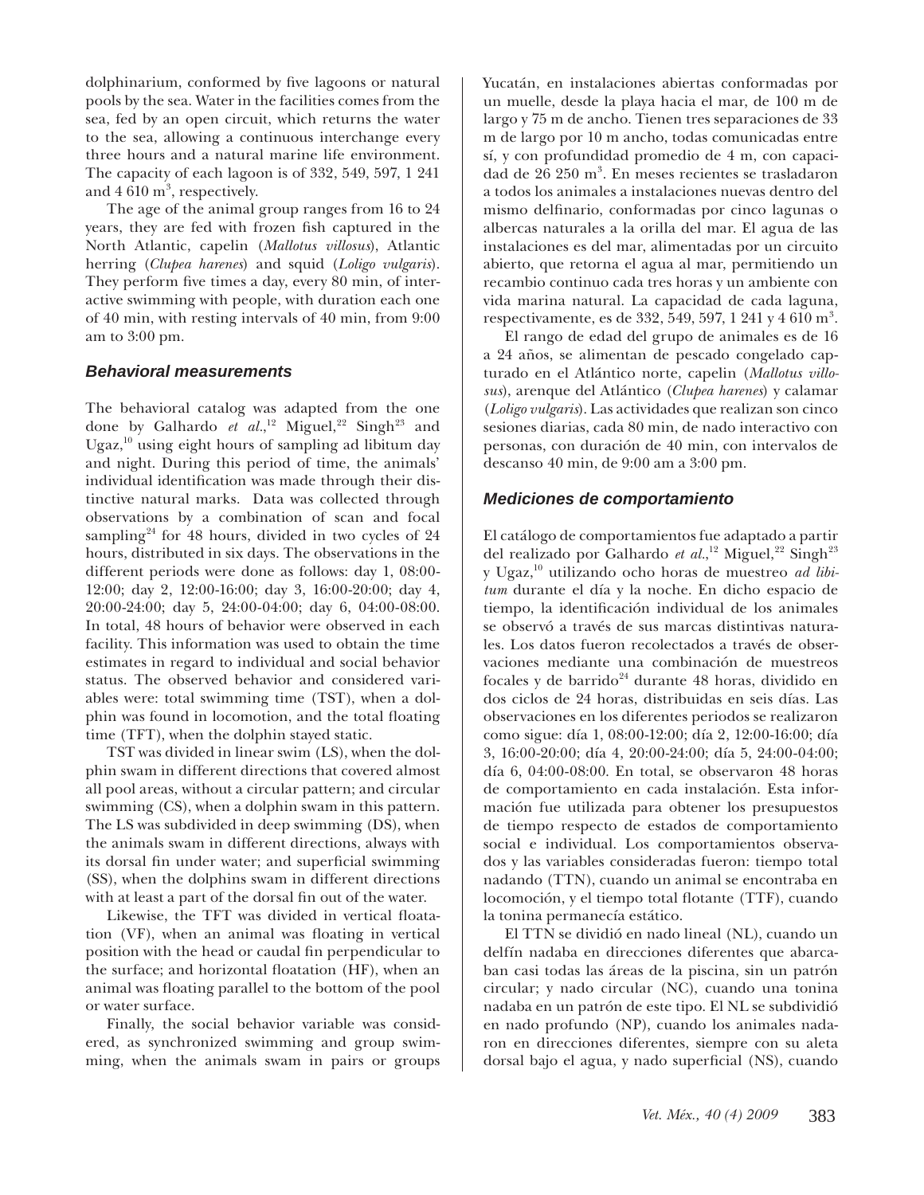dolphinarium, conformed by five lagoons or natural pools by the sea. Water in the facilities comes from the sea, fed by an open circuit, which returns the water to the sea, allowing a continuous interchange every three hours and a natural marine life environment. The capacity of each lagoon is of 332, 549, 597, 1 241 and 4 610 m$^3$, respectively.

The age of the animal group ranges from 16 to 24 years, they are fed with frozen fish captured in the North Atlantic, capelin (*Mallotus villosus*), Atlantic herring (*Clupea harenes*) and squid (*Loligo vulgaris*). They perform five times a day, every 80 min, of interactive swimming with people, with duration each one of 40 min, with resting intervals of 40 min, from 9:00 am to 3:00 pm.

### Behavioral measurements

The behavioral catalog was adapted from the one done by Galhardo *et al.*,[12] Miguel,[22] Singh[23] and Ugaz,[10] using eight hours of sampling ad libitum day and night. During this period of time, the animals' individual identification was made through their distinctive natural marks. Data was collected through observations by a combination of scan and focal sampling[24] for 48 hours, divided in two cycles of 24 hours, distributed in six days. The observations in the different periods were done as follows: day 1, 08:00-12:00; day 2, 12:00-16:00; day 3, 16:00-20:00; day 4, 20:00-24:00; day 5, 24:00-04:00; day 6, 04:00-08:00. In total, 48 hours of behavior were observed in each facility. This information was used to obtain the time estimates in regard to individual and social behavior status. The observed behavior and considered variables were: total swimming time (TST), when a dolphin was found in locomotion, and the total floating time (TFT), when the dolphin stayed static.

TST was divided in linear swim (LS), when the dolphin swam in different directions that covered almost all pool areas, without a circular pattern; and circular swimming (CS), when a dolphin swam in this pattern. The LS was subdivided in deep swimming (DS), when the animals swam in different directions, always with its dorsal fin under water; and superficial swimming (SS), when the dolphins swam in different directions with at least a part of the dorsal fin out of the water.

Likewise, the TFT was divided in vertical floatation (VF), when an animal was floating in vertical position with the head or caudal fin perpendicular to the surface; and horizontal floatation (HF), when an animal was floating parallel to the bottom of the pool or water surface.

Finally, the social behavior variable was considered, as synchronized swimming and group swimming, when the animals swam in pairs or groups

Yucatán, en instalaciones abiertas conformadas por un muelle, desde la playa hacia el mar, de 100 m de largo y 75 m de ancho. Tienen tres separaciones de 33 m de largo por 10 m ancho, todas comunicadas entre sí, y con profundidad promedio de 4 m, con capacidad de 26 250 m$^3$. En meses recientes se trasladaron a todos los animales a instalaciones nuevas dentro del mismo delfinario, conformadas por cinco lagunas o albercas naturales a la orilla del mar. El agua de las instalaciones es del mar, alimentadas por un circuito abierto, que retorna el agua al mar, permitiendo un recambio continuo cada tres horas y un ambiente con vida marina natural. La capacidad de cada laguna, respectivamente, es de 332, 549, 597, 1 241 y 4 610 m$^3$.

El rango de edad del grupo de animales es de 16 a 24 años, se alimentan de pescado congelado capturado en el Atlántico norte, capelin (*Mallotus villosus*), arenque del Atlántico (*Clupea harenes*) y calamar (*Loligo vulgaris*). Las actividades que realizan son cinco sesiones diarias, cada 80 min, de nado interactivo con personas, con duración de 40 min, con intervalos de descanso 40 min, de 9:00 am a 3:00 pm.

### Mediciones de comportamiento

El catálogo de comportamientos fue adaptado a partir del realizado por Galhardo *et al.*,[12] Miguel,[22] Singh[23] y Ugaz,[10] utilizando ocho horas de muestreo *ad libitum* durante el día y la noche. En dicho espacio de tiempo, la identificación individual de los animales se observó a través de sus marcas distintivas naturales. Los datos fueron recolectados a través de observaciones mediante una combinación de muestreos focales y de barrido[24] durante 48 horas, dividido en dos ciclos de 24 horas, distribuidas en seis días. Las observaciones en los diferentes periodos se realizaron como sigue: día 1, 08:00-12:00; día 2, 12:00-16:00; día 3, 16:00-20:00; día 4, 20:00-24:00; día 5, 24:00-04:00; día 6, 04:00-08:00. En total, se observaron 48 horas de comportamiento en cada instalación. Esta información fue utilizada para obtener los presupuestos de tiempo respecto de estados de comportamiento social e individual. Los comportamientos observados y las variables consideradas fueron: tiempo total nadando (TTN), cuando un animal se encontraba en locomoción, y el tiempo total flotante (TTF), cuando la tonina permanecía estático.

El TTN se dividió en nado lineal (NL), cuando un delfín nadaba en direcciones diferentes que abarcaban casi todas las áreas de la piscina, sin un patrón circular; y nado circular (NC), cuando una tonina nadaba en un patrón de este tipo. El NL se subdividió en nado profundo (NP), cuando los animales nadaron en direcciones diferentes, siempre con su aleta dorsal bajo el agua, y nado superficial (NS), cuando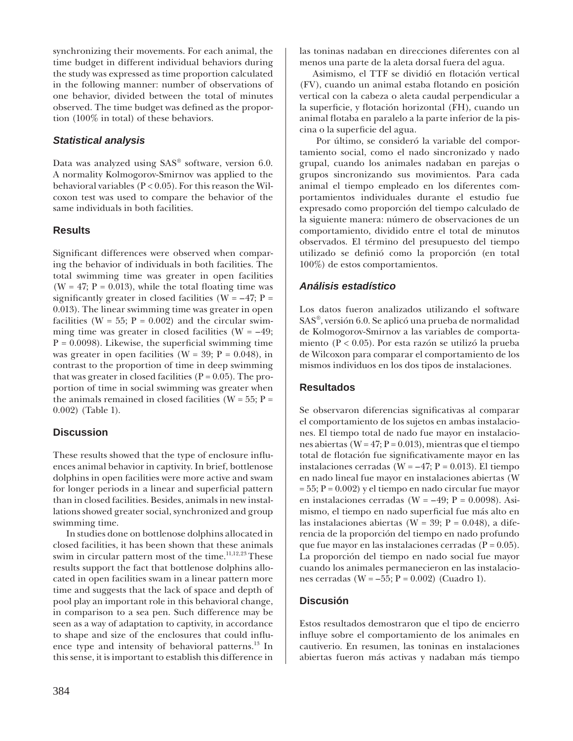synchronizing their movements. For each animal, the time budget in different individual behaviors during the study was expressed as time proportion calculated in the following manner: number of observations of one behavior, divided between the total of minutes observed. The time budget was defined as the proportion (100% in total) of these behaviors.

### *Statistical analysis*

Data was analyzed using SAS® software, version 6.0. A normality Kolmogorov-Smirnov was applied to the behavioral variables ($P < 0.05$). For this reason the Wilcoxon test was used to compare the behavior of the same individuals in both facilities.

## Results

Significant differences were observed when comparing the behavior of individuals in both facilities. The total swimming time was greater in open facilities ($W = 47$; $P = 0.013$), while the total floating time was significantly greater in closed facilities ($W = -47$; $P = 0.013$). The linear swimming time was greater in open facilities ($W = 55$; $P = 0.002$) and the circular swimming time was greater in closed facilities ($W = -49$; $P = 0.0098$). Likewise, the superficial swimming time was greater in open facilities ($W = 39$; $P = 0.048$), in contrast to the proportion of time in deep swimming that was greater in closed facilities ($P = 0.05$). The proportion of time in social swimming was greater when the animals remained in closed facilities ($W = 55$; $P = 0.002$) (Table 1).

## Discussion

These results showed that the type of enclosure influences animal behavior in captivity. In brief, bottlenose dolphins in open facilities were more active and swam for longer periods in a linear and superficial pattern than in closed facilities. Besides, animals in new installations showed greater social, synchronized and group swimming time.

In studies done on bottlenose dolphins allocated in closed facilities, it has been shown that these animals swim in circular pattern most of the time.[11,12,23] These results support the fact that bottlenose dolphins allocated in open facilities swam in a linear pattern more time and suggests that the lack of space and depth of pool play an important role in this behavioral change, in comparison to a sea pen. Such difference may be seen as a way of adaptation to captivity, in accordance to shape and size of the enclosures that could influence type and intensity of behavioral patterns.[13] In this sense, it is important to establish this difference in

las toninas nadaban en direcciones diferentes con al menos una parte de la aleta dorsal fuera del agua.

Asimismo, el TTF se dividió en flotación vertical (FV), cuando un animal estaba flotando en posición vertical con la cabeza o aleta caudal perpendicular a la superficie, y flotación horizontal (FH), cuando un animal flotaba en paralelo a la parte inferior de la piscina o la superficie del agua.

Por último, se consideró la variable del comportamiento social, como el nado sincronizado y nado grupal, cuando los animales nadaban en parejas o grupos sincronizando sus movimientos. Para cada animal el tiempo empleado en los diferentes comportamientos individuales durante el estudio fue expresado como proporción del tiempo calculado de la siguiente manera: número de observaciones de un comportamiento, dividido entre el total de minutos observados. El término del presupuesto del tiempo utilizado se definió como la proporción (en total 100%) de estos comportamientos.

### *Análisis estadístico*

Los datos fueron analizados utilizando el software SAS®, versión 6.0. Se aplicó una prueba de normalidad de Kolmogorov-Smirnov a las variables de comportamiento ($P < 0.05$). Por esta razón se utilizó la prueba de Wilcoxon para comparar el comportamiento de los mismos individuos en los dos tipos de instalaciones.

## Resultados

Se observaron diferencias significativas al comparar el comportamiento de los sujetos en ambas instalaciones. El tiempo total de nado fue mayor en instalaciones abiertas ($W = 47$; $P = 0.013$), mientras que el tiempo total de flotación fue significativamente mayor en las instalaciones cerradas ($W = -47$; $P = 0.013$). El tiempo en nado lineal fue mayor en instalaciones abiertas ($W = 55$; $P = 0.002$) y el tiempo en nado circular fue mayor en instalaciones cerradas ($W = -49$; $P = 0.0098$). Asimismo, el tiempo en nado superficial fue más alto en las instalaciones abiertas ($W = 39$; $P = 0.048$), a diferencia de la proporción del tiempo en nado profundo que fue mayor en las instalaciones cerradas ($P = 0.05$). La proporción del tiempo en nado social fue mayor cuando los animales permanecieron en las instalaciones cerradas ($W = -55$; $P = 0.002$) (Cuadro 1).

## Discusión

Estos resultados demostraron que el tipo de encierro influye sobre el comportamiento de los animales en cautiverio. En resumen, las toninas en instalaciones abiertas fueron más activas y nadaban más tiempo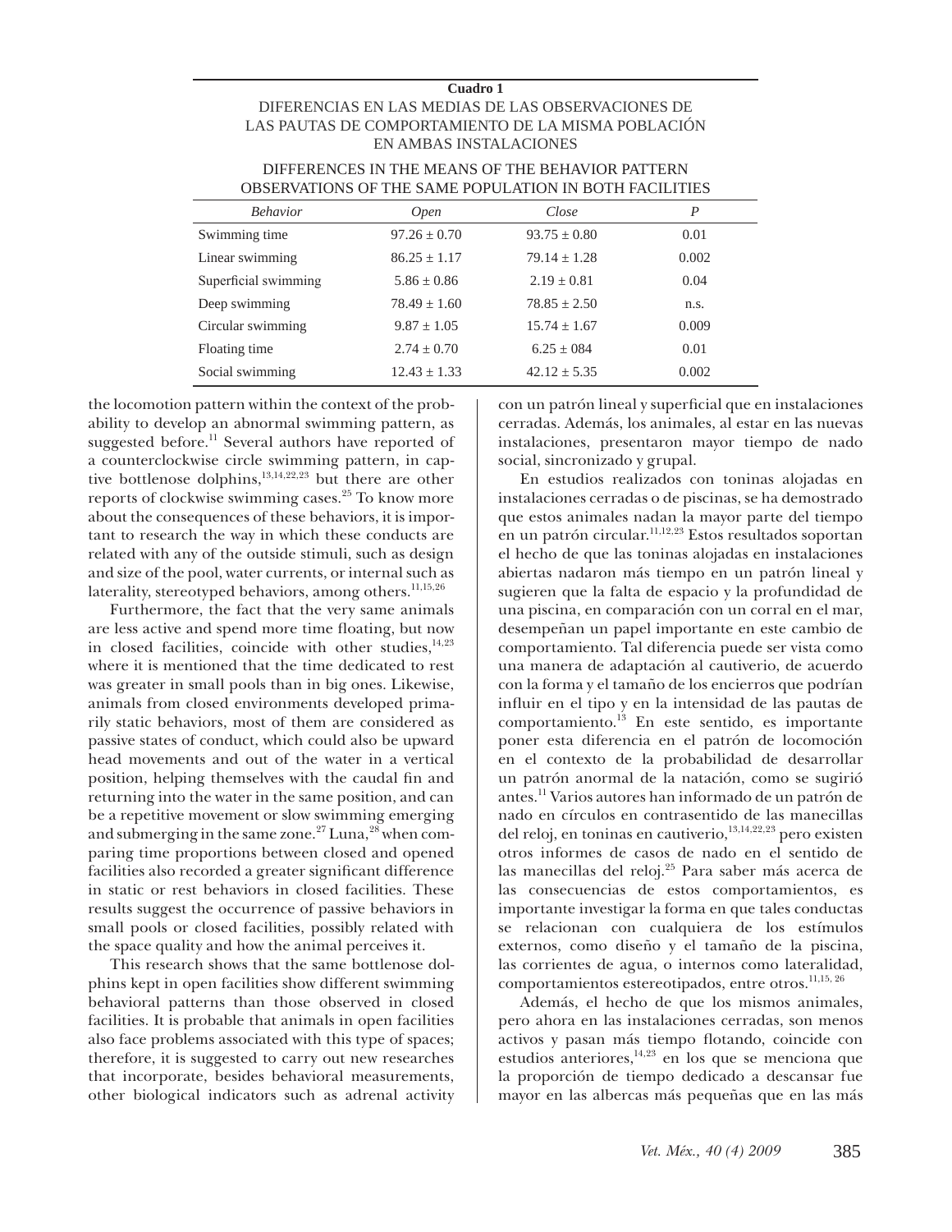**Cuadro 1**

DIFERENCIAS EN LAS MEDIAS DE LAS OBSERVACIONES DE LAS PAUTAS DE COMPORTAMIENTO DE LA MISMA POBLACIÓN EN AMBAS INSTALACIONES

DIFFERENCES IN THE MEANS OF THE BEHAVIOR PATTERN OBSERVATIONS OF THE SAME POPULATION IN BOTH FACILITIES

| *Behavior* | *Open* | *Close* | *P* |
|---|---|---|---|
| Swimming time | 97.26 ± 0.70 | 93.75 ± 0.80 | 0.01 |
| Linear swimming | 86.25 ± 1.17 | 79.14 ± 1.28 | 0.002 |
| Superficial swimming | 5.86 ± 0.86 | 2.19 ± 0.81 | 0.04 |
| Deep swimming | 78.49 ± 1.60 | 78.85 ± 2.50 | n.s. |
| Circular swimming | 9.87 ± 1.05 | 15.74 ± 1.67 | 0.009 |
| Floating time | 2.74 ± 0.70 | 6.25 ± 084 | 0.01 |
| Social swimming | 12.43 ± 1.33 | 42.12 ± 5.35 | 0.002 |

the locomotion pattern within the context of the probability to develop an abnormal swimming pattern, as suggested before.[11] Several authors have reported of a counterclockwise circle swimming pattern, in captive bottlenose dolphins,[13,14,22,23] but there are other reports of clockwise swimming cases.[25] To know more about the consequences of these behaviors, it is important to research the way in which these conducts are related with any of the outside stimuli, such as design and size of the pool, water currents, or internal such as laterality, stereotyped behaviors, among others.[11,15,26]

Furthermore, the fact that the very same animals are less active and spend more time floating, but now in closed facilities, coincide with other studies,[14,23] where it is mentioned that the time dedicated to rest was greater in small pools than in big ones. Likewise, animals from closed environments developed primarily static behaviors, most of them are considered as passive states of conduct, which could also be upward head movements and out of the water in a vertical position, helping themselves with the caudal fin and returning into the water in the same position, and can be a repetitive movement or slow swimming emerging and submerging in the same zone.[27] Luna,[28] when comparing time proportions between closed and opened facilities also recorded a greater significant difference in static or rest behaviors in closed facilities. These results suggest the occurrence of passive behaviors in small pools or closed facilities, possibly related with the space quality and how the animal perceives it.

This research shows that the same bottlenose dolphins kept in open facilities show different swimming behavioral patterns than those observed in closed facilities. It is probable that animals in open facilities also face problems associated with this type of spaces; therefore, it is suggested to carry out new researches that incorporate, besides behavioral measurements, other biological indicators such as adrenal activity

con un patrón lineal y superficial que en instalaciones cerradas. Además, los animales, al estar en las nuevas instalaciones, presentaron mayor tiempo de nado social, sincronizado y grupal.

En estudios realizados con toninas alojadas en instalaciones cerradas o de piscinas, se ha demostrado que estos animales nadan la mayor parte del tiempo en un patrón circular.[11,12,23] Estos resultados soportan el hecho de que las toninas alojadas en instalaciones abiertas nadaron más tiempo en un patrón lineal y sugieren que la falta de espacio y la profundidad de una piscina, en comparación con un corral en el mar, desempeñan un papel importante en este cambio de comportamiento. Tal diferencia puede ser vista como una manera de adaptación al cautiverio, de acuerdo con la forma y el tamaño de los encierros que podrían influir en el tipo y en la intensidad de las pautas de comportamiento.[13] En este sentido, es importante poner esta diferencia en el patrón de locomoción en el contexto de la probabilidad de desarrollar un patrón anormal de la natación, como se sugirió antes.[11] Varios autores han informado de un patrón de nado en círculos en contrasentido de las manecillas del reloj, en toninas en cautiverio,[13,14,22,23] pero existen otros informes de casos de nado en el sentido de las manecillas del reloj.[25] Para saber más acerca de las consecuencias de estos comportamientos, es importante investigar la forma en que tales conductas se relacionan con cualquiera de los estímulos externos, como diseño y el tamaño de la piscina, las corrientes de agua, o internos como lateralidad, comportamientos estereotipados, entre otros.[11,15,26]

Además, el hecho de que los mismos animales, pero ahora en las instalaciones cerradas, son menos activos y pasan más tiempo flotando, coincide con estudios anteriores,[14,23] en los que se menciona que la proporción de tiempo dedicado a descansar fue mayor en las albercas más pequeñas que en las más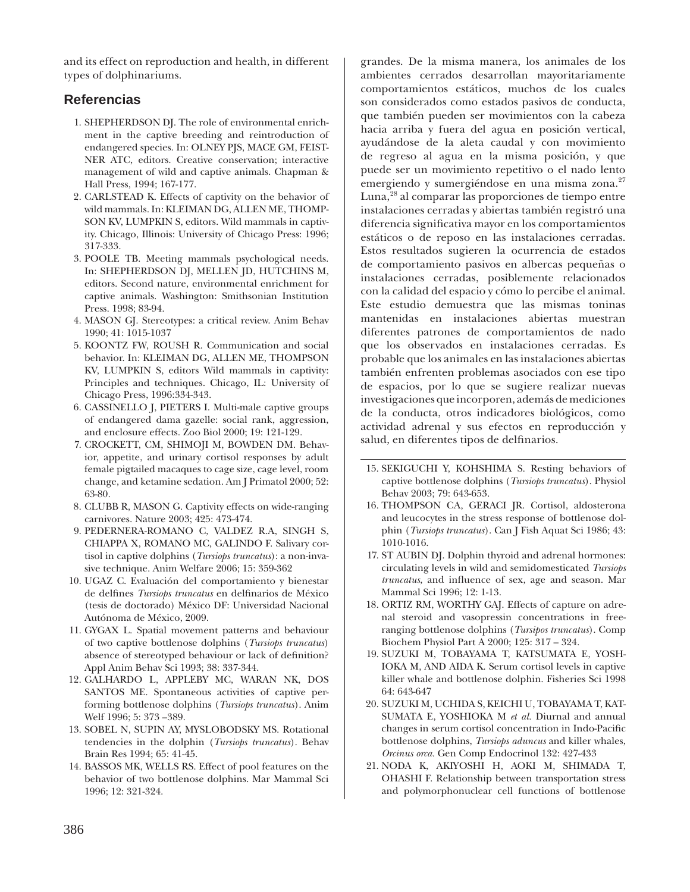and its effect on reproduction and health, in different types of dolphinariums.

## Referencias

1. SHEPHERDSON DJ. The role of environmental enrichment in the captive breeding and reintroduction of endangered species. In: OLNEY PJS, MACE GM, FEISTNER ATC, editors. Creative conservation; interactive management of wild and captive animals. Chapman & Hall Press, 1994; 167-177.
2. CARLSTEAD K. Effects of captivity on the behavior of wild mammals. In: KLEIMAN DG, ALLEN ME, THOMPSON KV, LUMPKIN S, editors. Wild mammals in captivity. Chicago, Illinois: University of Chicago Press: 1996; 317-333.
3. POOLE TB. Meeting mammals psychological needs. In: SHEPHERDSON DJ, MELLEN JD, HUTCHINS M, editors. Second nature, environmental enrichment for captive animals. Washington: Smithsonian Institution Press. 1998; 83-94.
4. MASON GJ. Stereotypes: a critical review. Anim Behav 1990; 41: 1015-1037
5. KOONTZ FW, ROUSH R. Communication and social behavior. In: KLEIMAN DG, ALLEN ME, THOMPSON KV, LUMPKIN S, editors Wild mammals in captivity: Principles and techniques. Chicago, IL: University of Chicago Press, 1996:334-343.
6. CASSINELLO J, PIETERS I. Multi-male captive groups of endangered dama gazelle: social rank, aggression, and enclosure effects. Zoo Biol 2000; 19: 121-129.
7. CROCKETT, CM, SHIMOJI M, BOWDEN DM. Behavior, appetite, and urinary cortisol responses by adult female pigtailed macaques to cage size, cage level, room change, and ketamine sedation. Am J Primatol 2000; 52: 63-80.
8. CLUBB R, MASON G. Captivity effects on wide-ranging carnivores. Nature 2003; 425: 473-474.
9. PEDERNERA-ROMANO C, VALDEZ R.A, SINGH S, CHIAPPA X, ROMANO MC, GALINDO F. Salivary cortisol in captive dolphins (*Tursiops truncatus*): a non-invasive technique. Anim Welfare 2006; 15: 359-362
10. UGAZ C. Evaluación del comportamiento y bienestar de delfines *Tursiops truncatus* en delfinarios de México (tesis de doctorado) México DF: Universidad Nacional Autónoma de México, 2009.
11. GYGAX L. Spatial movement patterns and behaviour of two captive bottlenose dolphins (*Tursiops truncatus*) absence of stereotyped behaviour or lack of definition? Appl Anim Behav Sci 1993; 38: 337-344.
12. GALHARDO L, APPLEBY MC, WARAN NK, DOS SANTOS ME. Spontaneous activities of captive performing bottlenose dolphins (*Tursiops truncatus*). Anim Welf 1996; 5: 373 –389.
13. SOBEL N, SUPIN AY, MYSLOBODSKY MS. Rotational tendencies in the dolphin (*Tursiops truncatus*). Behav Brain Res 1994; 65: 41-45.
14. BASSOS MK, WELLS RS. Effect of pool features on the behavior of two bottlenose dolphins. Mar Mammal Sci 1996; 12: 321-324.

grandes. De la misma manera, los animales de los ambientes cerrados desarrollan mayoritariamente comportamientos estáticos, muchos de los cuales son considerados como estados pasivos de conducta, que también pueden ser movimientos con la cabeza hacia arriba y fuera del agua en posición vertical, ayudándose de la aleta caudal y con movimiento de regreso al agua en la misma posición, y que puede ser un movimiento repetitivo o el nado lento emergiendo y sumergiéndose en una misma zona.[27] Luna,[28] al comparar las proporciones de tiempo entre instalaciones cerradas y abiertas también registró una diferencia significativa mayor en los comportamientos estáticos o de reposo en las instalaciones cerradas. Estos resultados sugieren la ocurrencia de estados de comportamiento pasivos en albercas pequeñas o instalaciones cerradas, posiblemente relacionados con la calidad del espacio y cómo lo percibe el animal. Este estudio demuestra que las mismas toninas mantenidas en instalaciones abiertas muestran diferentes patrones de comportamientos de nado que los observados en instalaciones cerradas. Es probable que los animales en las instalaciones abiertas también enfrenten problemas asociados con ese tipo de espacios, por lo que se sugiere realizar nuevas investigaciones que incorporen, además de mediciones de la conducta, otros indicadores biológicos, como actividad adrenal y sus efectos en reproducción y salud, en diferentes tipos de delfinarios.

15. SEKIGUCHI Y, KOHSHIMA S. Resting behaviors of captive bottlenose dolphins (*Tursiops truncatus*). Physiol Behav 2003; 79: 643-653.
16. THOMPSON CA, GERACI JR. Cortisol, aldosterona and leucocytes in the stress response of bottlenose dolphin (*Tursiops truncatus*). Can J Fish Aquat Sci 1986; 43: 1010-1016.
17. ST AUBIN DJ. Dolphin thyroid and adrenal hormones: circulating levels in wild and semidomesticated *Tursiops truncatus*, and influence of sex, age and season. Mar Mammal Sci 1996; 12: 1-13.
18. ORTIZ RM, WORTHY GAJ. Effects of capture on adrenal steroid and vasopressin concentrations in free-ranging bottlenose dolphins (*Tursipos truncatus*). Comp Biochem Physiol Part A 2000; 125: 317 – 324.
19. SUZUKI M, TOBAYAMA T, KATSUMATA E, YOSHIOKA M, AND AIDA K. Serum cortisol levels in captive killer whale and bottlenose dolphin. Fisheries Sci 1998 64: 643-647
20. SUZUKI M, UCHIDA S, KEICHI U, TOBAYAMA T, KATSUMATA E, YOSHIOKA M *et al.* Diurnal and annual changes in serum cortisol concentration in Indo-Pacific bottlenose dolphins, *Tursiops aduncus* and killer whales, *Orcinus orca*. Gen Comp Endocrinol 132: 427-433
21. NODA K, AKIYOSHI H, AOKI M, SHIMADA T, OHASHI F. Relationship between transportation stress and polymorphonuclear cell functions of bottlenose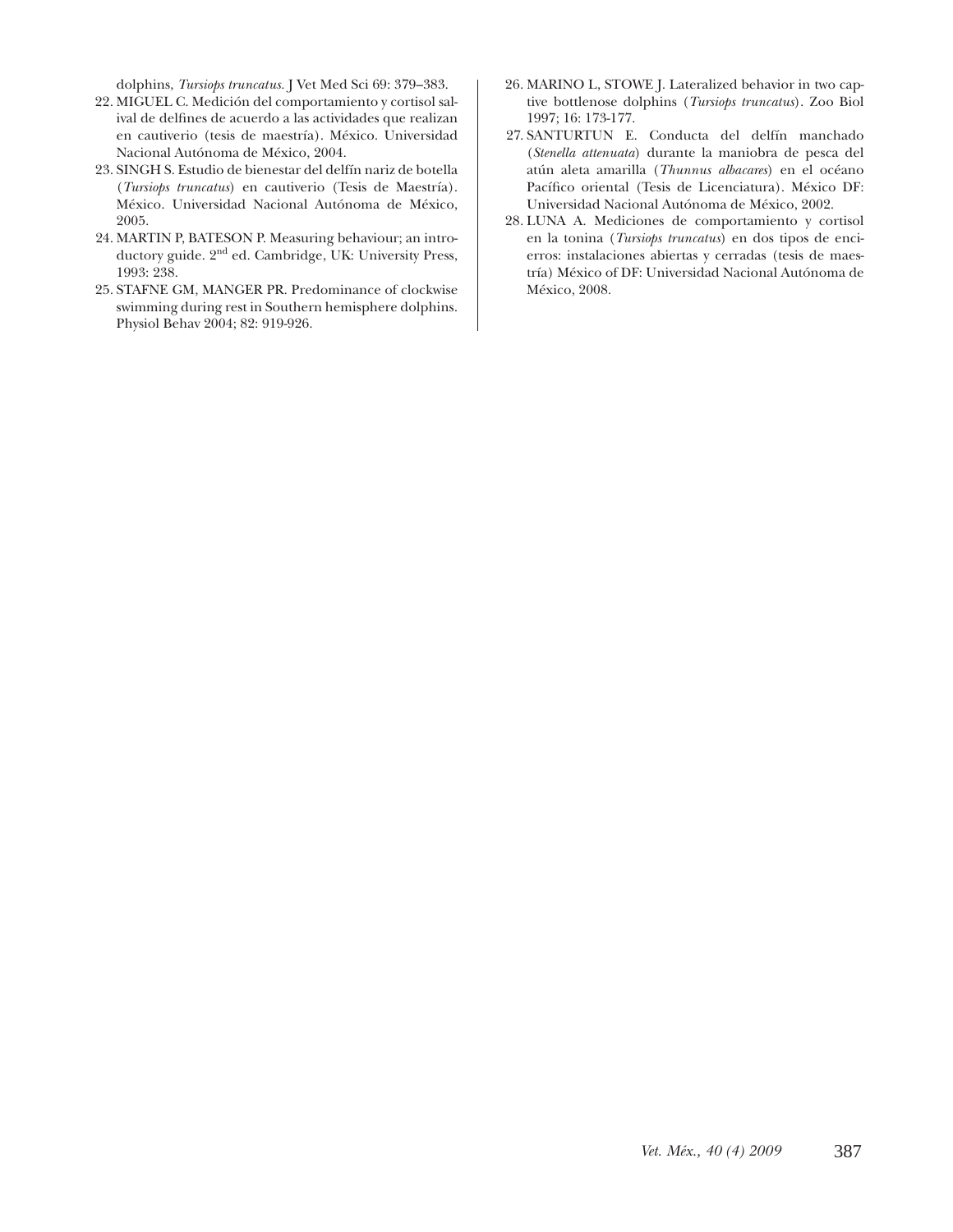dolphins, *Tursiops truncatus.* J Vet Med Sci 69: 379–383.

22. MIGUEL C. Medición del comportamiento y cortisol salival de delfines de acuerdo a las actividades que realizan en cautiverio (tesis de maestría). México. Universidad Nacional Autónoma de México, 2004.
23. SINGH S. Estudio de bienestar del delfín nariz de botella (*Tursiops truncatus*) en cautiverio (Tesis de Maestría). México. Universidad Nacional Autónoma de México, 2005.
24. MARTIN P, BATESON P. Measuring behaviour; an introductory guide. 2nd ed. Cambridge, UK: University Press, 1993: 238.
25. STAFNE GM, MANGER PR. Predominance of clockwise swimming during rest in Southern hemisphere dolphins. Physiol Behav 2004; 82: 919-926.
26. MARINO L, STOWE J. Lateralized behavior in two captive bottlenose dolphins (*Tursiops truncatus*). Zoo Biol 1997; 16: 173-177.
27. SANTURTUN E. Conducta del delfín manchado (*Stenella attenuata*) durante la maniobra de pesca del atún aleta amarilla (*Thunnus albacares*) en el océano Pacífico oriental (Tesis de Licenciatura). México DF: Universidad Nacional Autónoma de México, 2002.
28. LUNA A. Mediciones de comportamiento y cortisol en la tonina (*Tursiops truncatus*) en dos tipos de encierros: instalaciones abiertas y cerradas (tesis de maestría) México of DF: Universidad Nacional Autónoma de México, 2008.